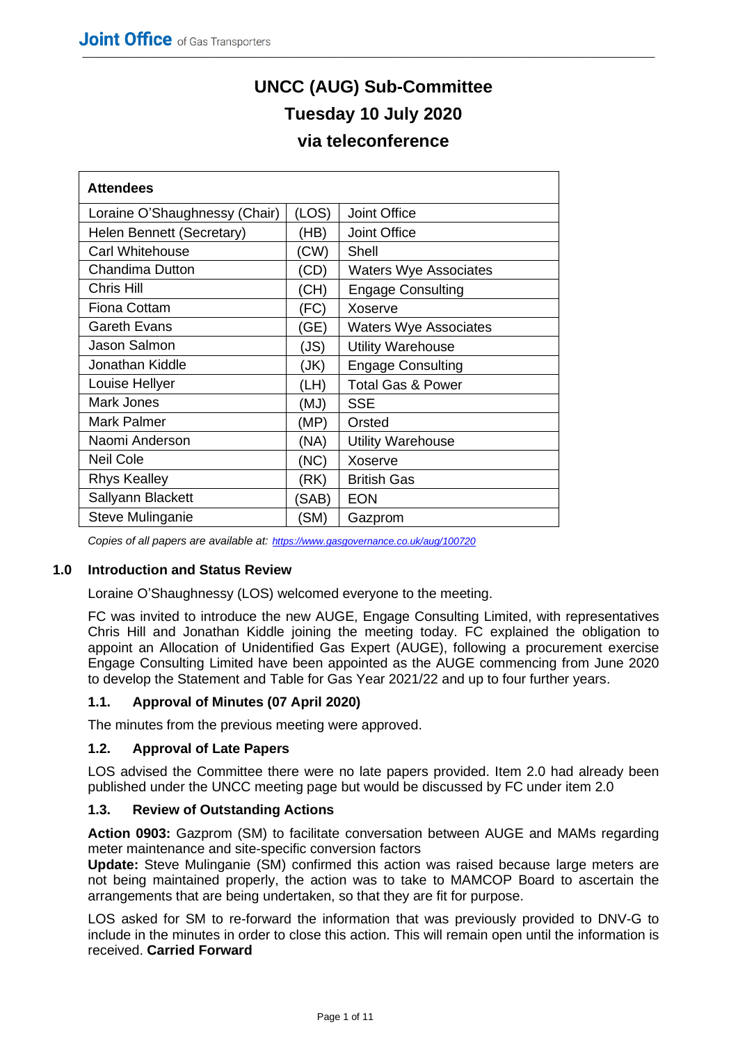# UNCC (AUG) Sub-Committee
# Tuesday 10 July 2020
# via teleconference

| Attendees | | |
|---|---|---|
| Loraine O'Shaughnessy (Chair) | (LOS) | Joint Office |
| Helen Bennett (Secretary) | (HB) | Joint Office |
| Carl Whitehouse | (CW) | Shell |
| Chandima Dutton | (CD) | Waters Wye Associates |
| Chris Hill | (CH) | Engage Consulting |
| Fiona Cottam | (FC) | Xoserve |
| Gareth Evans | (GE) | Waters Wye Associates |
| Jason Salmon | (JS) | Utility Warehouse |
| Jonathan Kiddle | (JK) | Engage Consulting |
| Louise Hellyer | (LH) | Total Gas & Power |
| Mark Jones | (MJ) | SSE |
| Mark Palmer | (MP) | Orsted |
| Naomi Anderson | (NA) | Utility Warehouse |
| Neil Cole | (NC) | Xoserve |
| Rhys Kealley | (RK) | British Gas |
| Sallyann Blackett | (SAB) | EON |
| Steve Mulinganie | (SM) | Gazprom |

*Copies of all papers are available at: https://www.gasgovernance.co.uk/aug/100720*

## 1.0 Introduction and Status Review

Loraine O'Shaughnessy (LOS) welcomed everyone to the meeting.

FC was invited to introduce the new AUGE, Engage Consulting Limited, with representatives Chris Hill and Jonathan Kiddle joining the meeting today. FC explained the obligation to appoint an Allocation of Unidentified Gas Expert (AUGE), following a procurement exercise Engage Consulting Limited have been appointed as the AUGE commencing from June 2020 to develop the Statement and Table for Gas Year 2021/22 and up to four further years.

### 1.1. Approval of Minutes (07 April 2020)

The minutes from the previous meeting were approved.

### 1.2. Approval of Late Papers

LOS advised the Committee there were no late papers provided. Item 2.0 had already been published under the UNCC meeting page but would be discussed by FC under item 2.0

### 1.3. Review of Outstanding Actions

**Action 0903:** Gazprom (SM) to facilitate conversation between AUGE and MAMs regarding meter maintenance and site-specific conversion factors

**Update:** Steve Mulinganie (SM) confirmed this action was raised because large meters are not being maintained properly, the action was to take to MAMCOP Board to ascertain the arrangements that are being undertaken, so that they are fit for purpose.

LOS asked for SM to re-forward the information that was previously provided to DNV-G to include in the minutes in order to close this action. This will remain open until the information is received. **Carried Forward**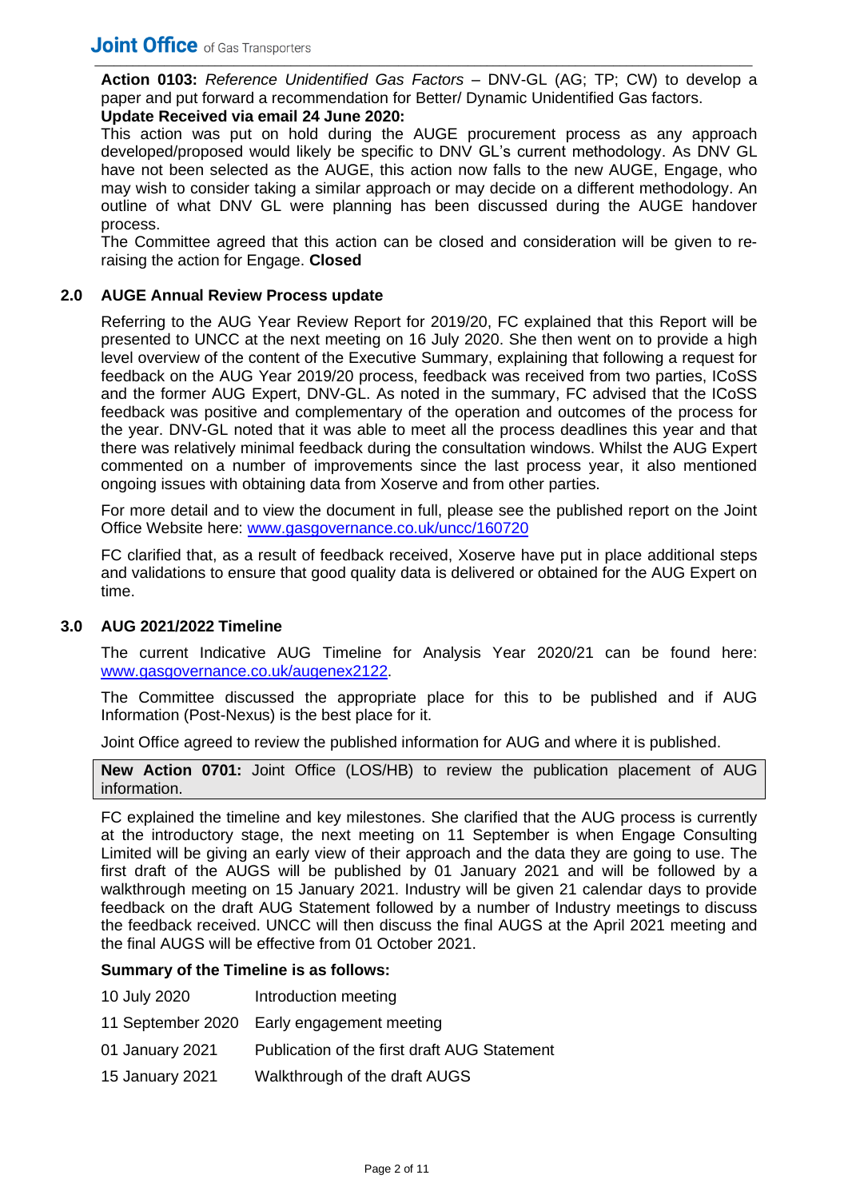**Action 0103:** *Reference Unidentified Gas Factors* – DNV-GL (AG; TP; CW) to develop a paper and put forward a recommendation for Better/ Dynamic Unidentified Gas factors.

**Update Received via email 24 June 2020:**

This action was put on hold during the AUGE procurement process as any approach developed/proposed would likely be specific to DNV GL's current methodology. As DNV GL have not been selected as the AUGE, this action now falls to the new AUGE, Engage, who may wish to consider taking a similar approach or may decide on a different methodology. An outline of what DNV GL were planning has been discussed during the AUGE handover process.

The Committee agreed that this action can be closed and consideration will be given to re-raising the action for Engage. **Closed**

## 2.0 AUGE Annual Review Process update

Referring to the AUG Year Review Report for 2019/20, FC explained that this Report will be presented to UNCC at the next meeting on 16 July 2020. She then went on to provide a high level overview of the content of the Executive Summary, explaining that following a request for feedback on the AUG Year 2019/20 process, feedback was received from two parties, ICoSS and the former AUG Expert, DNV-GL. As noted in the summary, FC advised that the ICoSS feedback was positive and complementary of the operation and outcomes of the process for the year. DNV-GL noted that it was able to meet all the process deadlines this year and that there was relatively minimal feedback during the consultation windows. Whilst the AUG Expert commented on a number of improvements since the last process year, it also mentioned ongoing issues with obtaining data from Xoserve and from other parties.

For more detail and to view the document in full, please see the published report on the Joint Office Website here: www.gasgovernance.co.uk/uncc/160720

FC clarified that, as a result of feedback received, Xoserve have put in place additional steps and validations to ensure that good quality data is delivered or obtained for the AUG Expert on time.

## 3.0 AUG 2021/2022 Timeline

The current Indicative AUG Timeline for Analysis Year 2020/21 can be found here: www.gasgovernance.co.uk/augenex2122.

The Committee discussed the appropriate place for this to be published and if AUG Information (Post-Nexus) is the best place for it.

Joint Office agreed to review the published information for AUG and where it is published.

**New Action 0701:** Joint Office (LOS/HB) to review the publication placement of AUG information.

FC explained the timeline and key milestones. She clarified that the AUG process is currently at the introductory stage, the next meeting on 11 September is when Engage Consulting Limited will be giving an early view of their approach and the data they are going to use. The first draft of the AUGS will be published by 01 January 2021 and will be followed by a walkthrough meeting on 15 January 2021. Industry will be given 21 calendar days to provide feedback on the draft AUG Statement followed by a number of Industry meetings to discuss the feedback received. UNCC will then discuss the final AUGS at the April 2021 meeting and the final AUGS will be effective from 01 October 2021.

**Summary of the Timeline is as follows:**

| | |
|---|---|
| 10 July 2020 | Introduction meeting |
| 11 September 2020 | Early engagement meeting |
| 01 January 2021 | Publication of the first draft AUG Statement |
| 15 January 2021 | Walkthrough of the draft AUGS |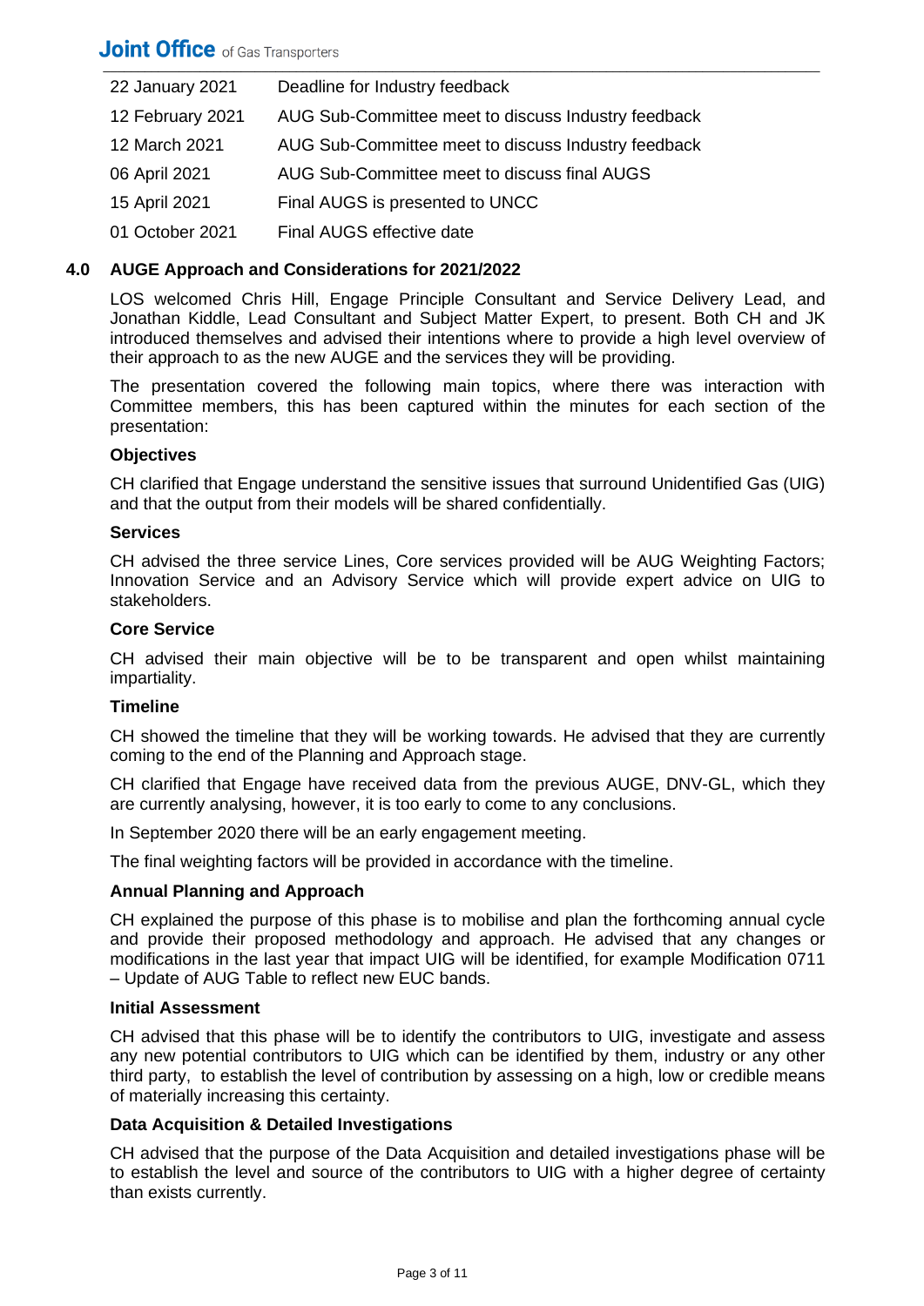| | |
|---|---|
| 22 January 2021 | Deadline for Industry feedback |
| 12 February 2021 | AUG Sub-Committee meet to discuss Industry feedback |
| 12 March 2021 | AUG Sub-Committee meet to discuss Industry feedback |
| 06 April 2021 | AUG Sub-Committee meet to discuss final AUGS |
| 15 April 2021 | Final AUGS is presented to UNCC |
| 01 October 2021 | Final AUGS effective date |

## 4.0 AUGE Approach and Considerations for 2021/2022

LOS welcomed Chris Hill, Engage Principle Consultant and Service Delivery Lead, and Jonathan Kiddle, Lead Consultant and Subject Matter Expert, to present. Both CH and JK introduced themselves and advised their intentions where to provide a high level overview of their approach to as the new AUGE and the services they will be providing.

The presentation covered the following main topics, where there was interaction with Committee members, this has been captured within the minutes for each section of the presentation:

**Objectives**

CH clarified that Engage understand the sensitive issues that surround Unidentified Gas (UIG) and that the output from their models will be shared confidentially.

**Services**

CH advised the three service Lines, Core services provided will be AUG Weighting Factors; Innovation Service and an Advisory Service which will provide expert advice on UIG to stakeholders.

**Core Service**

CH advised their main objective will be to be transparent and open whilst maintaining impartiality.

**Timeline**

CH showed the timeline that they will be working towards. He advised that they are currently coming to the end of the Planning and Approach stage.

CH clarified that Engage have received data from the previous AUGE, DNV-GL, which they are currently analysing, however, it is too early to come to any conclusions.

In September 2020 there will be an early engagement meeting.

The final weighting factors will be provided in accordance with the timeline.

**Annual Planning and Approach**

CH explained the purpose of this phase is to mobilise and plan the forthcoming annual cycle and provide their proposed methodology and approach. He advised that any changes or modifications in the last year that impact UIG will be identified, for example Modification 0711 – Update of AUG Table to reflect new EUC bands.

**Initial Assessment**

CH advised that this phase will be to identify the contributors to UIG, investigate and assess any new potential contributors to UIG which can be identified by them, industry or any other third party, to establish the level of contribution by assessing on a high, low or credible means of materially increasing this certainty.

**Data Acquisition & Detailed Investigations**

CH advised that the purpose of the Data Acquisition and detailed investigations phase will be to establish the level and source of the contributors to UIG with a higher degree of certainty than exists currently.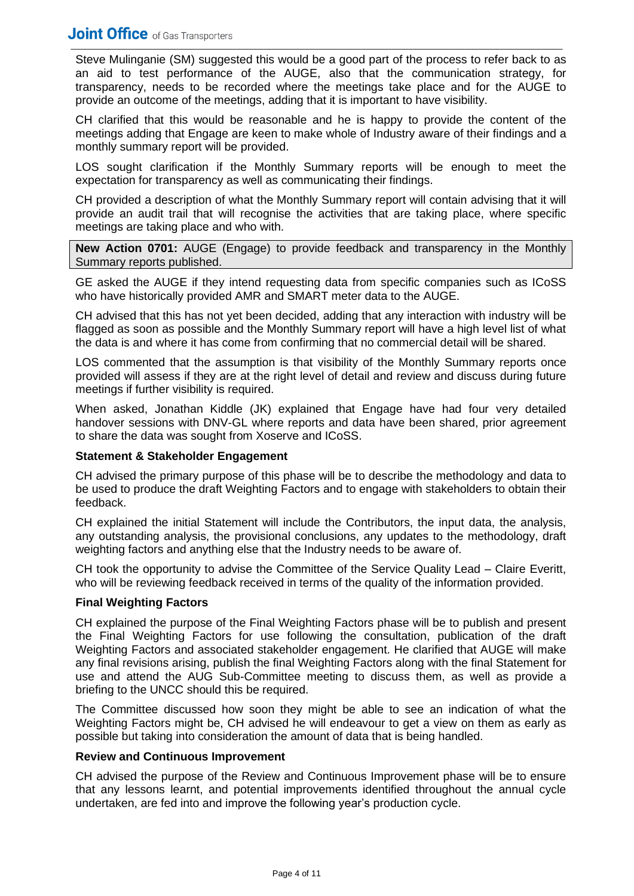Steve Mulinganie (SM) suggested this would be a good part of the process to refer back to as an aid to test performance of the AUGE, also that the communication strategy, for transparency, needs to be recorded where the meetings take place and for the AUGE to provide an outcome of the meetings, adding that it is important to have visibility.

CH clarified that this would be reasonable and he is happy to provide the content of the meetings adding that Engage are keen to make whole of Industry aware of their findings and a monthly summary report will be provided.

LOS sought clarification if the Monthly Summary reports will be enough to meet the expectation for transparency as well as communicating their findings.

CH provided a description of what the Monthly Summary report will contain advising that it will provide an audit trail that will recognise the activities that are taking place, where specific meetings are taking place and who with.

**New Action 0701:** AUGE (Engage) to provide feedback and transparency in the Monthly Summary reports published.

GE asked the AUGE if they intend requesting data from specific companies such as ICoSS who have historically provided AMR and SMART meter data to the AUGE.

CH advised that this has not yet been decided, adding that any interaction with industry will be flagged as soon as possible and the Monthly Summary report will have a high level list of what the data is and where it has come from confirming that no commercial detail will be shared.

LOS commented that the assumption is that visibility of the Monthly Summary reports once provided will assess if they are at the right level of detail and review and discuss during future meetings if further visibility is required.

When asked, Jonathan Kiddle (JK) explained that Engage have had four very detailed handover sessions with DNV-GL where reports and data have been shared, prior agreement to share the data was sought from Xoserve and ICoSS.

**Statement & Stakeholder Engagement**

CH advised the primary purpose of this phase will be to describe the methodology and data to be used to produce the draft Weighting Factors and to engage with stakeholders to obtain their feedback.

CH explained the initial Statement will include the Contributors, the input data, the analysis, any outstanding analysis, the provisional conclusions, any updates to the methodology, draft weighting factors and anything else that the Industry needs to be aware of.

CH took the opportunity to advise the Committee of the Service Quality Lead – Claire Everitt, who will be reviewing feedback received in terms of the quality of the information provided.

**Final Weighting Factors**

CH explained the purpose of the Final Weighting Factors phase will be to publish and present the Final Weighting Factors for use following the consultation, publication of the draft Weighting Factors and associated stakeholder engagement. He clarified that AUGE will make any final revisions arising, publish the final Weighting Factors along with the final Statement for use and attend the AUG Sub-Committee meeting to discuss them, as well as provide a briefing to the UNCC should this be required.

The Committee discussed how soon they might be able to see an indication of what the Weighting Factors might be, CH advised he will endeavour to get a view on them as early as possible but taking into consideration the amount of data that is being handled.

**Review and Continuous Improvement**

CH advised the purpose of the Review and Continuous Improvement phase will be to ensure that any lessons learnt, and potential improvements identified throughout the annual cycle undertaken, are fed into and improve the following year's production cycle.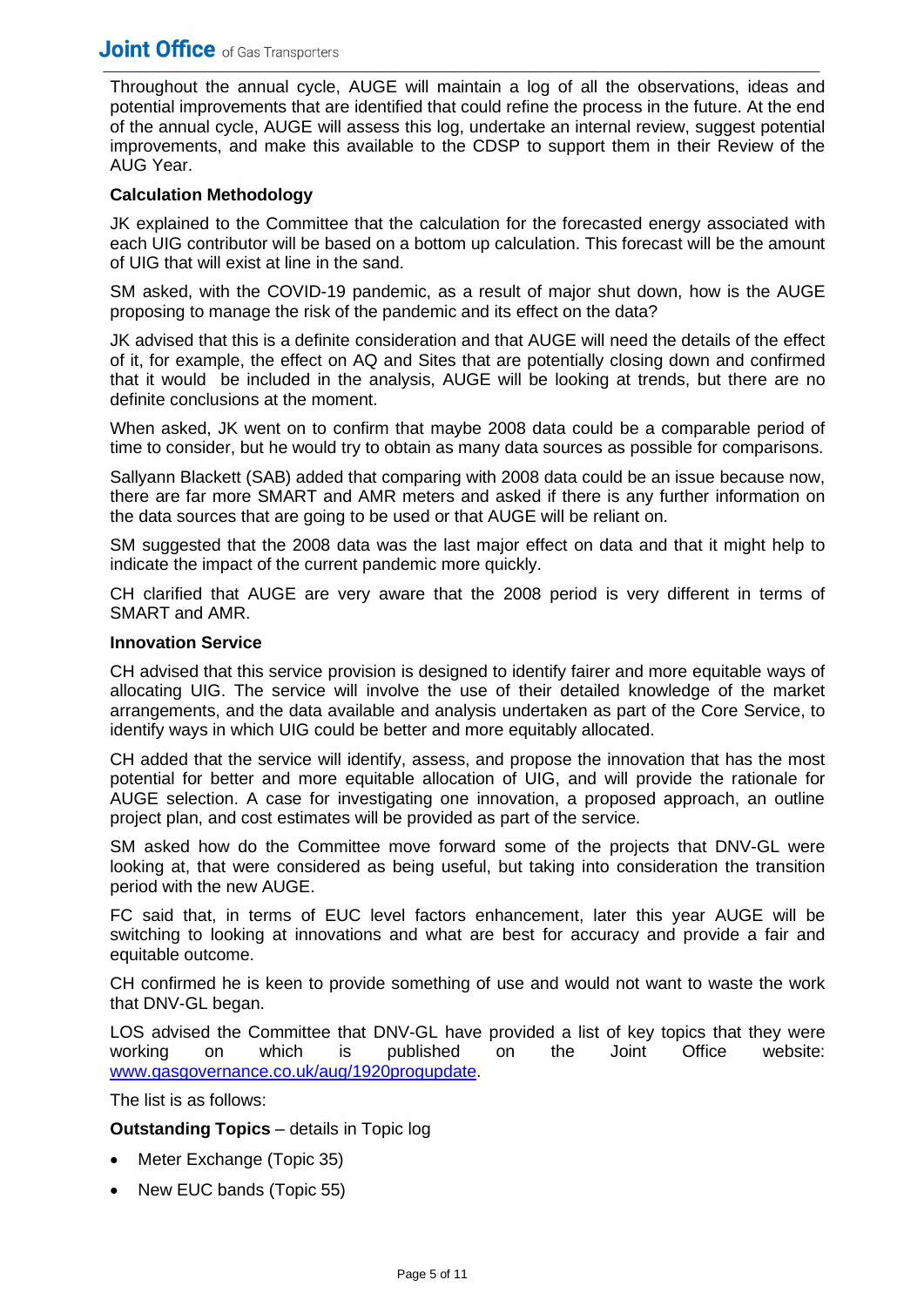Throughout the annual cycle, AUGE will maintain a log of all the observations, ideas and potential improvements that are identified that could refine the process in the future. At the end of the annual cycle, AUGE will assess this log, undertake an internal review, suggest potential improvements, and make this available to the CDSP to support them in their Review of the AUG Year.

**Calculation Methodology**

JK explained to the Committee that the calculation for the forecasted energy associated with each UIG contributor will be based on a bottom up calculation. This forecast will be the amount of UIG that will exist at line in the sand.

SM asked, with the COVID-19 pandemic, as a result of major shut down, how is the AUGE proposing to manage the risk of the pandemic and its effect on the data?

JK advised that this is a definite consideration and that AUGE will need the details of the effect of it, for example, the effect on AQ and Sites that are potentially closing down and confirmed that it would be included in the analysis, AUGE will be looking at trends, but there are no definite conclusions at the moment.

When asked, JK went on to confirm that maybe 2008 data could be a comparable period of time to consider, but he would try to obtain as many data sources as possible for comparisons.

Sallyann Blackett (SAB) added that comparing with 2008 data could be an issue because now, there are far more SMART and AMR meters and asked if there is any further information on the data sources that are going to be used or that AUGE will be reliant on.

SM suggested that the 2008 data was the last major effect on data and that it might help to indicate the impact of the current pandemic more quickly.

CH clarified that AUGE are very aware that the 2008 period is very different in terms of SMART and AMR.

**Innovation Service**

CH advised that this service provision is designed to identify fairer and more equitable ways of allocating UIG. The service will involve the use of their detailed knowledge of the market arrangements, and the data available and analysis undertaken as part of the Core Service, to identify ways in which UIG could be better and more equitably allocated.

CH added that the service will identify, assess, and propose the innovation that has the most potential for better and more equitable allocation of UIG, and will provide the rationale for AUGE selection. A case for investigating one innovation, a proposed approach, an outline project plan, and cost estimates will be provided as part of the service.

SM asked how do the Committee move forward some of the projects that DNV-GL were looking at, that were considered as being useful, but taking into consideration the transition period with the new AUGE.

FC said that, in terms of EUC level factors enhancement, later this year AUGE will be switching to looking at innovations and what are best for accuracy and provide a fair and equitable outcome.

CH confirmed he is keen to provide something of use and would not want to waste the work that DNV-GL began.

LOS advised the Committee that DNV-GL have provided a list of key topics that they were working on which is published on the Joint Office website: [www.gasgovernance.co.uk/aug/1920progupdate](www.gasgovernance.co.uk/aug/1920progupdate).

The list is as follows:

**Outstanding Topics** – details in Topic log

- Meter Exchange (Topic 35)
- New EUC bands (Topic 55)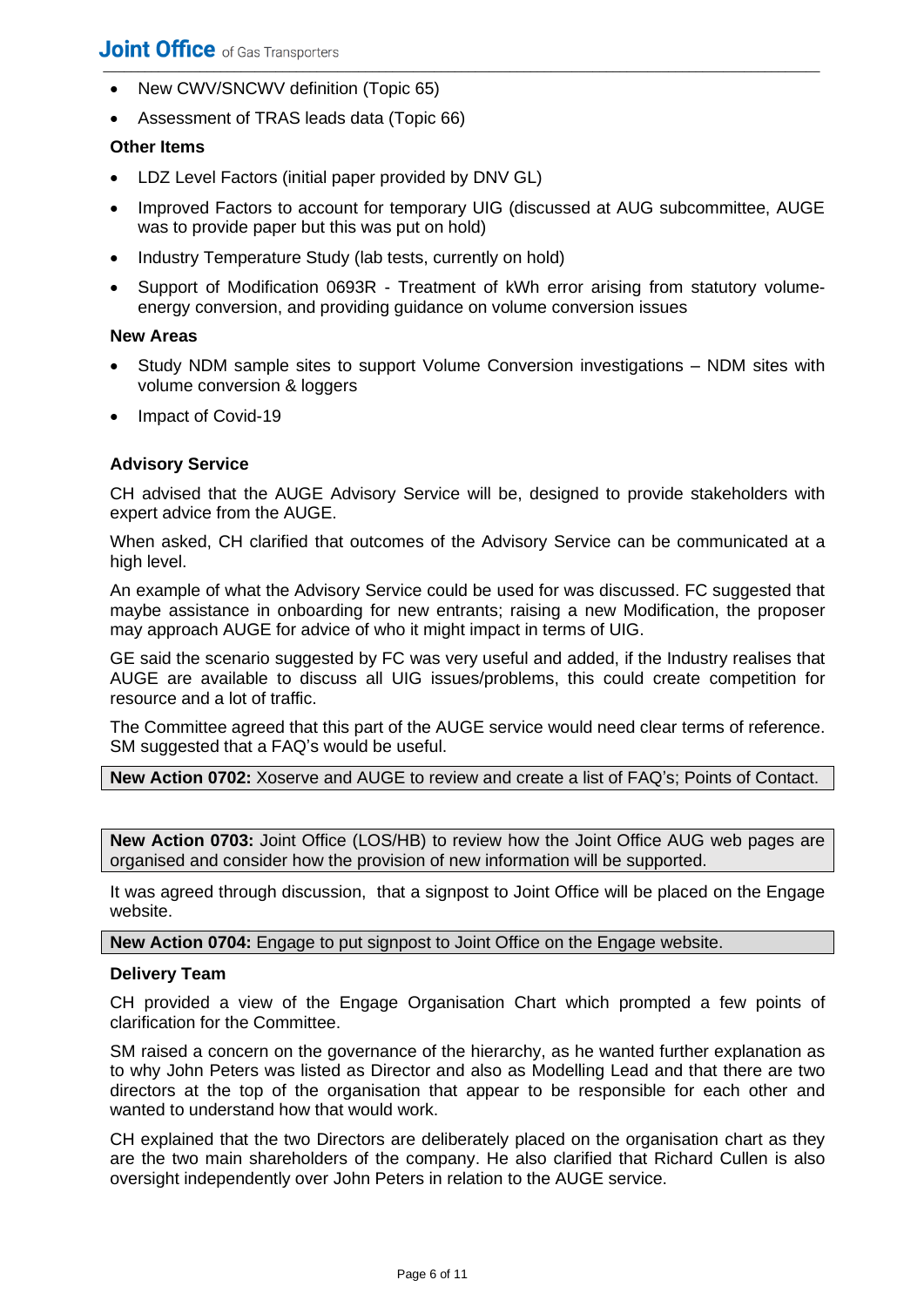- New CWV/SNCWV definition (Topic 65)
- Assessment of TRAS leads data (Topic 66)

**Other Items**

- LDZ Level Factors (initial paper provided by DNV GL)
- Improved Factors to account for temporary UIG (discussed at AUG subcommittee, AUGE was to provide paper but this was put on hold)
- Industry Temperature Study (lab tests, currently on hold)
- Support of Modification 0693R - Treatment of kWh error arising from statutory volume-energy conversion, and providing guidance on volume conversion issues

**New Areas**

- Study NDM sample sites to support Volume Conversion investigations – NDM sites with volume conversion & loggers
- Impact of Covid-19

**Advisory Service**

CH advised that the AUGE Advisory Service will be, designed to provide stakeholders with expert advice from the AUGE.

When asked, CH clarified that outcomes of the Advisory Service can be communicated at a high level.

An example of what the Advisory Service could be used for was discussed. FC suggested that maybe assistance in onboarding for new entrants; raising a new Modification, the proposer may approach AUGE for advice of who it might impact in terms of UIG.

GE said the scenario suggested by FC was very useful and added, if the Industry realises that AUGE are available to discuss all UIG issues/problems, this could create competition for resource and a lot of traffic.

The Committee agreed that this part of the AUGE service would need clear terms of reference. SM suggested that a FAQ's would be useful.

**New Action 0702:** Xoserve and AUGE to review and create a list of FAQ's; Points of Contact.

**New Action 0703:** Joint Office (LOS/HB) to review how the Joint Office AUG web pages are organised and consider how the provision of new information will be supported.

It was agreed through discussion, that a signpost to Joint Office will be placed on the Engage website.

**New Action 0704:** Engage to put signpost to Joint Office on the Engage website.

**Delivery Team**

CH provided a view of the Engage Organisation Chart which prompted a few points of clarification for the Committee.

SM raised a concern on the governance of the hierarchy, as he wanted further explanation as to why John Peters was listed as Director and also as Modelling Lead and that there are two directors at the top of the organisation that appear to be responsible for each other and wanted to understand how that would work.

CH explained that the two Directors are deliberately placed on the organisation chart as they are the two main shareholders of the company. He also clarified that Richard Cullen is also oversight independently over John Peters in relation to the AUGE service.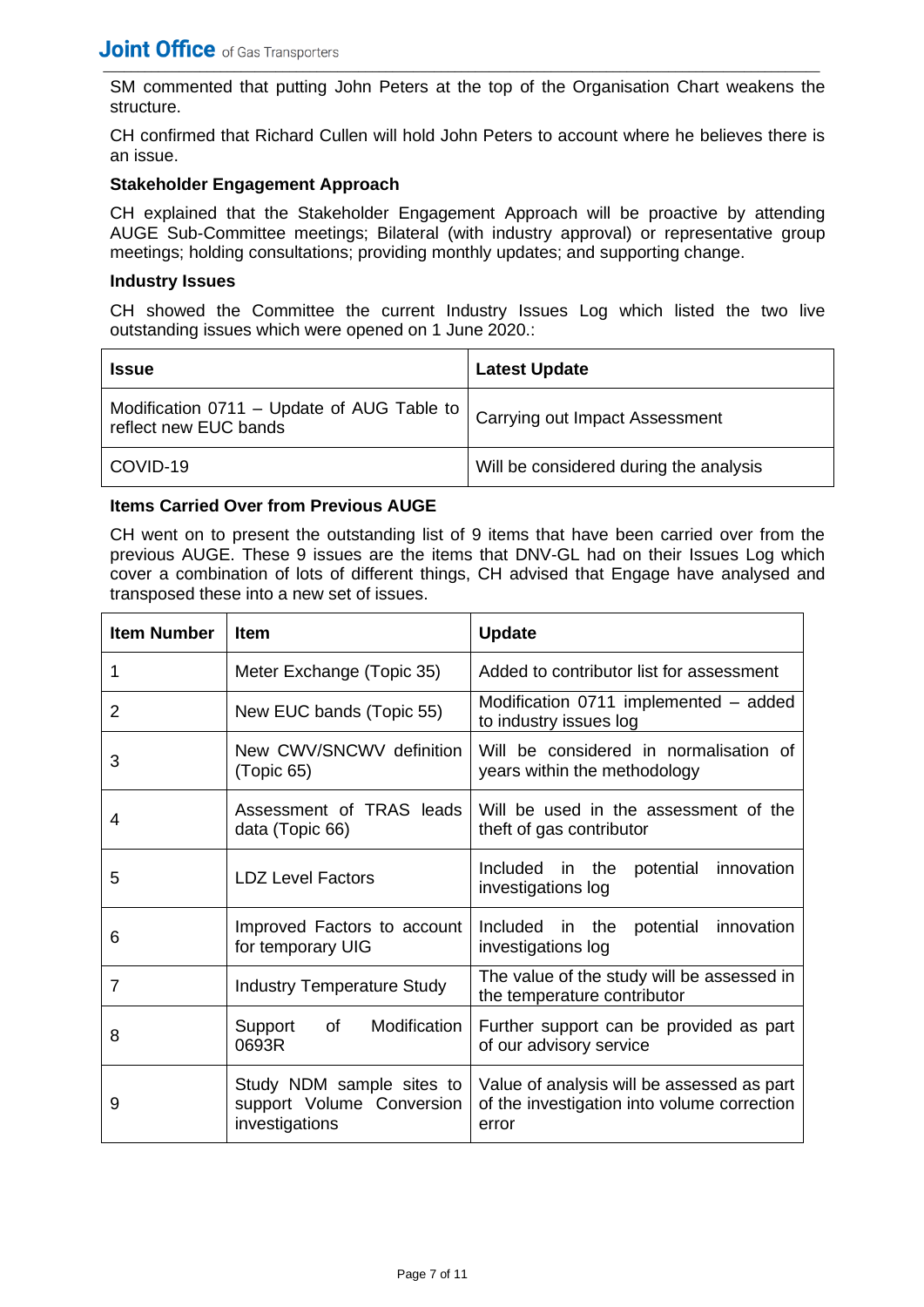SM commented that putting John Peters at the top of the Organisation Chart weakens the structure.

CH confirmed that Richard Cullen will hold John Peters to account where he believes there is an issue.

**Stakeholder Engagement Approach**

CH explained that the Stakeholder Engagement Approach will be proactive by attending AUGE Sub-Committee meetings; Bilateral (with industry approval) or representative group meetings; holding consultations; providing monthly updates; and supporting change.

**Industry Issues**

CH showed the Committee the current Industry Issues Log which listed the two live outstanding issues which were opened on 1 June 2020.:

| Issue | Latest Update |
| --- | --- |
| Modification 0711 – Update of AUG Table to reflect new EUC bands | Carrying out Impact Assessment |
| COVID-19 | Will be considered during the analysis |

**Items Carried Over from Previous AUGE**

CH went on to present the outstanding list of 9 items that have been carried over from the previous AUGE. These 9 issues are the items that DNV-GL had on their Issues Log which cover a combination of lots of different things, CH advised that Engage have analysed and transposed these into a new set of issues.

| Item Number | Item | Update |
| --- | --- | --- |
| 1 | Meter Exchange (Topic 35) | Added to contributor list for assessment |
| 2 | New EUC bands (Topic 55) | Modification 0711 implemented – added to industry issues log |
| 3 | New CWV/SNCWV definition (Topic 65) | Will be considered in normalisation of years within the methodology |
| 4 | Assessment of TRAS leads data (Topic 66) | Will be used in the assessment of the theft of gas contributor |
| 5 | LDZ Level Factors | Included in the potential innovation investigations log |
| 6 | Improved Factors to account for temporary UIG | Included in the potential innovation investigations log |
| 7 | Industry Temperature Study | The value of the study will be assessed in the temperature contributor |
| 8 | Support of Modification 0693R | Further support can be provided as part of our advisory service |
| 9 | Study NDM sample sites to support Volume Conversion investigations | Value of analysis will be assessed as part of the investigation into volume correction error |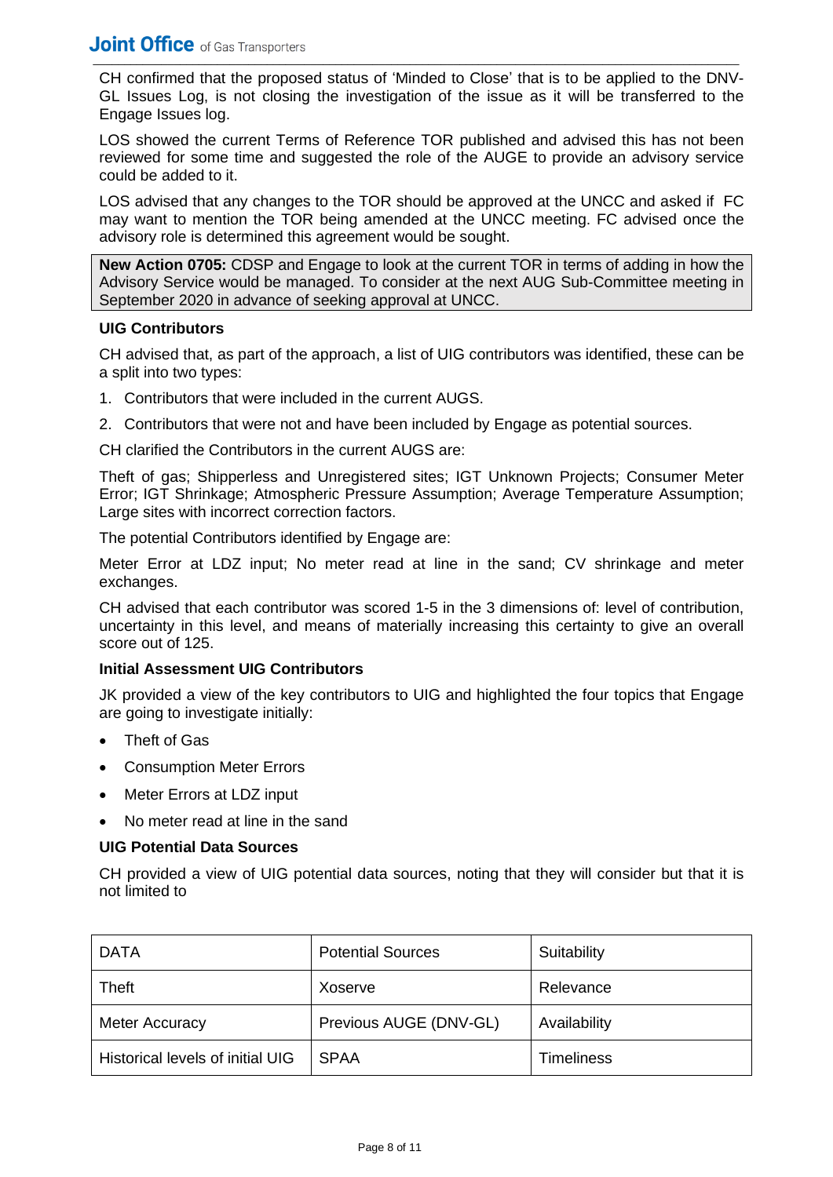CH confirmed that the proposed status of 'Minded to Close' that is to be applied to the DNV-GL Issues Log, is not closing the investigation of the issue as it will be transferred to the Engage Issues log.

LOS showed the current Terms of Reference TOR published and advised this has not been reviewed for some time and suggested the role of the AUGE to provide an advisory service could be added to it.

LOS advised that any changes to the TOR should be approved at the UNCC and asked if FC may want to mention the TOR being amended at the UNCC meeting. FC advised once the advisory role is determined this agreement would be sought.

**New Action 0705:** CDSP and Engage to look at the current TOR in terms of adding in how the Advisory Service would be managed. To consider at the next AUG Sub-Committee meeting in September 2020 in advance of seeking approval at UNCC.

**UIG Contributors**

CH advised that, as part of the approach, a list of UIG contributors was identified, these can be a split into two types:

1. Contributors that were included in the current AUGS.
2. Contributors that were not and have been included by Engage as potential sources.

CH clarified the Contributors in the current AUGS are:

Theft of gas; Shipperless and Unregistered sites; IGT Unknown Projects; Consumer Meter Error; IGT Shrinkage; Atmospheric Pressure Assumption; Average Temperature Assumption; Large sites with incorrect correction factors.

The potential Contributors identified by Engage are:

Meter Error at LDZ input; No meter read at line in the sand; CV shrinkage and meter exchanges.

CH advised that each contributor was scored 1-5 in the 3 dimensions of: level of contribution, uncertainty in this level, and means of materially increasing this certainty to give an overall score out of 125.

**Initial Assessment UIG Contributors**

JK provided a view of the key contributors to UIG and highlighted the four topics that Engage are going to investigate initially:

- Theft of Gas
- Consumption Meter Errors
- Meter Errors at LDZ input
- No meter read at line in the sand

**UIG Potential Data Sources**

CH provided a view of UIG potential data sources, noting that they will consider but that it is not limited to

| DATA | Potential Sources | Suitability |
|---|---|---|
| Theft | Xoserve | Relevance |
| Meter Accuracy | Previous AUGE (DNV-GL) | Availability |
| Historical levels of initial UIG | SPAA | Timeliness |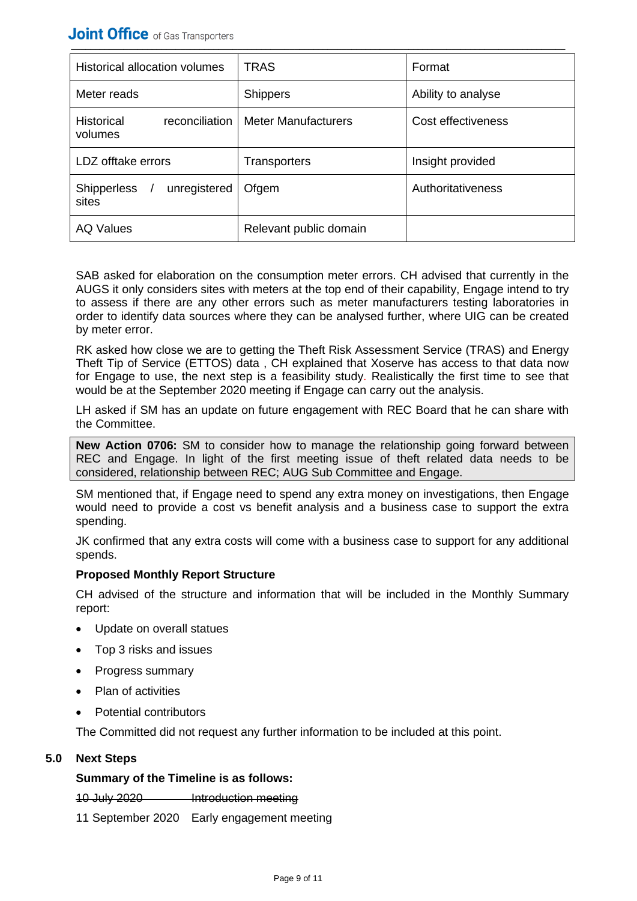| Historical allocation volumes | TRAS | Format |
|---|---|---|
| Meter reads | Shippers | Ability to analyse |
| Historical reconciliation volumes | Meter Manufacturers | Cost effectiveness |
| LDZ offtake errors | Transporters | Insight provided |
| Shipperless / unregistered sites | Ofgem | Authoritativeness |
| AQ Values | Relevant public domain | |

SAB asked for elaboration on the consumption meter errors. CH advised that currently in the AUGS it only considers sites with meters at the top end of their capability, Engage intend to try to assess if there are any other errors such as meter manufacturers testing laboratories in order to identify data sources where they can be analysed further, where UIG can be created by meter error.

RK asked how close we are to getting the Theft Risk Assessment Service (TRAS) and Energy Theft Tip of Service (ETTOS) data , CH explained that Xoserve has access to that data now for Engage to use, the next step is a feasibility study. Realistically the first time to see that would be at the September 2020 meeting if Engage can carry out the analysis.

LH asked if SM has an update on future engagement with REC Board that he can share with the Committee.

**New Action 0706:** SM to consider how to manage the relationship going forward between REC and Engage. In light of the first meeting issue of theft related data needs to be considered, relationship between REC; AUG Sub Committee and Engage.

SM mentioned that, if Engage need to spend any extra money on investigations, then Engage would need to provide a cost vs benefit analysis and a business case to support the extra spending.

JK confirmed that any extra costs will come with a business case to support for any additional spends.

**Proposed Monthly Report Structure**

CH advised of the structure and information that will be included in the Monthly Summary report:

- Update on overall statues
- Top 3 risks and issues
- Progress summary
- Plan of activities
- Potential contributors

The Committed did not request any further information to be included at this point.

## 5.0 Next Steps

**Summary of the Timeline is as follows:**

~~10 July 2020 Introduction meeting~~

11 September 2020 Early engagement meeting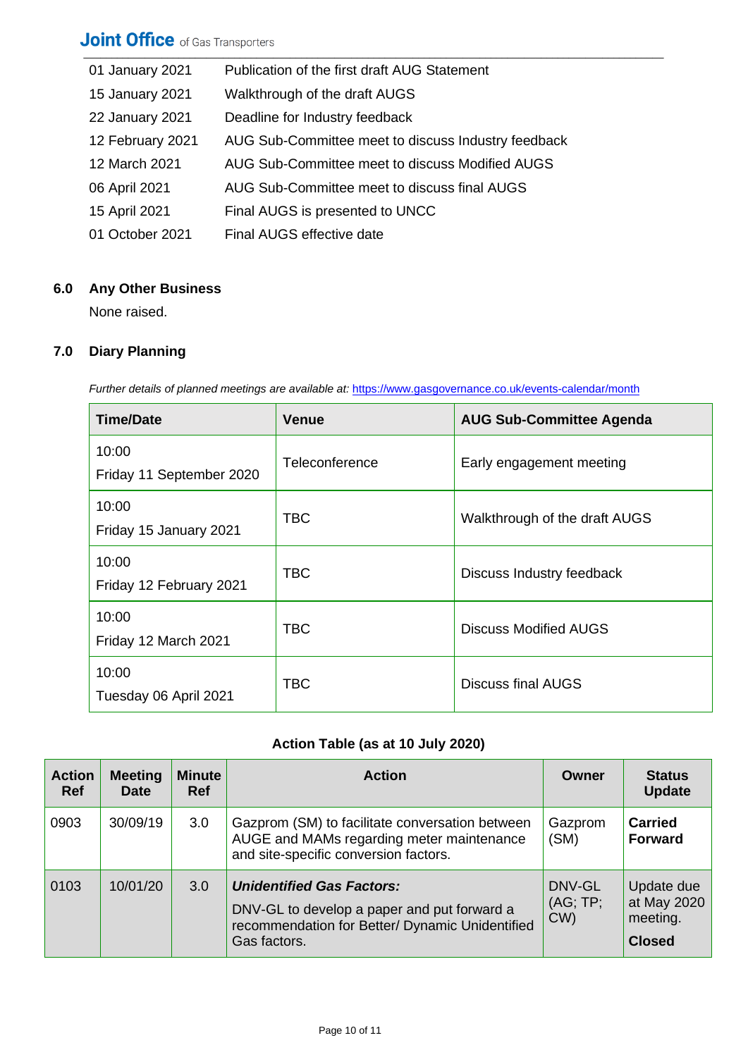| | |
|---|---|
| 01 January 2021 | Publication of the first draft AUG Statement |
| 15 January 2021 | Walkthrough of the draft AUGS |
| 22 January 2021 | Deadline for Industry feedback |
| 12 February 2021 | AUG Sub-Committee meet to discuss Industry feedback |
| 12 March 2021 | AUG Sub-Committee meet to discuss Modified AUGS |
| 06 April 2021 | AUG Sub-Committee meet to discuss final AUGS |
| 15 April 2021 | Final AUGS is presented to UNCC |
| 01 October 2021 | Final AUGS effective date |

## 6.0 Any Other Business

None raised.

## 7.0 Diary Planning

*Further details of planned meetings are available at:* https://www.gasgovernance.co.uk/events-calendar/month

| Time/Date | Venue | AUG Sub-Committee Agenda |
|---|---|---|
| 10:00 Friday 11 September 2020 | Teleconference | Early engagement meeting |
| 10:00 Friday 15 January 2021 | TBC | Walkthrough of the draft AUGS |
| 10:00 Friday 12 February 2021 | TBC | Discuss Industry feedback |
| 10:00 Friday 12 March 2021 | TBC | Discuss Modified AUGS |
| 10:00 Tuesday 06 April 2021 | TBC | Discuss final AUGS |

**Action Table (as at 10 July 2020)**

| Action Ref | Meeting Date | Minute Ref | Action | Owner | Status Update |
|---|---|---|---|---|---|
| 0903 | 30/09/19 | 3.0 | Gazprom (SM) to facilitate conversation between AUGE and MAMs regarding meter maintenance and site-specific conversion factors. | Gazprom (SM) | **Carried Forward** |
| 0103 | 10/01/20 | 3.0 | ***Unidentified Gas Factors:*** DNV-GL to develop a paper and put forward a recommendation for Better/ Dynamic Unidentified Gas factors. | DNV-GL (AG; TP; CW) | Update due at May 2020 meeting. **Closed** |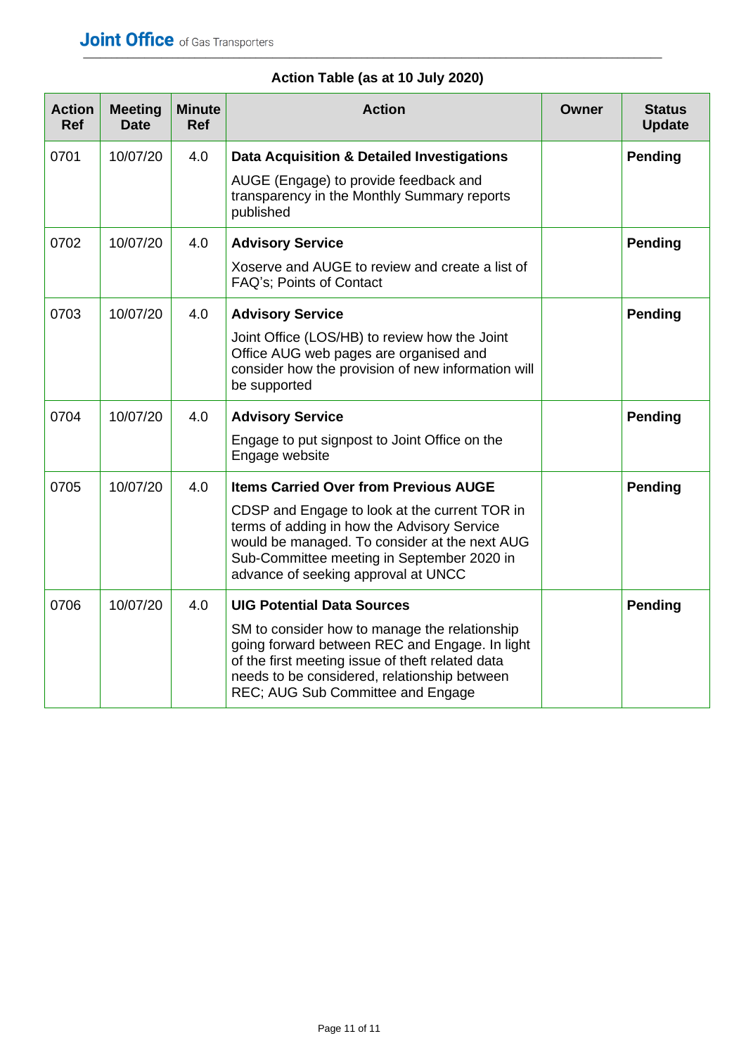**Action Table (as at 10 July 2020)**

| Action Ref | Meeting Date | Minute Ref | Action | Owner | Status Update |
|---|---|---|---|---|---|
| 0701 | 10/07/20 | 4.0 | **Data Acquisition & Detailed Investigations**<br><br>AUGE (Engage) to provide feedback and transparency in the Monthly Summary reports published | | **Pending** |
| 0702 | 10/07/20 | 4.0 | **Advisory Service**<br><br>Xoserve and AUGE to review and create a list of FAQ's; Points of Contact | | **Pending** |
| 0703 | 10/07/20 | 4.0 | **Advisory Service**<br><br>Joint Office (LOS/HB) to review how the Joint Office AUG web pages are organised and consider how the provision of new information will be supported | | **Pending** |
| 0704 | 10/07/20 | 4.0 | **Advisory Service**<br><br>Engage to put signpost to Joint Office on the Engage website | | **Pending** |
| 0705 | 10/07/20 | 4.0 | **Items Carried Over from Previous AUGE**<br><br>CDSP and Engage to look at the current TOR in terms of adding in how the Advisory Service would be managed. To consider at the next AUG Sub-Committee meeting in September 2020 in advance of seeking approval at UNCC | | **Pending** |
| 0706 | 10/07/20 | 4.0 | **UIG Potential Data Sources**<br><br>SM to consider how to manage the relationship going forward between REC and Engage. In light of the first meeting issue of theft related data needs to be considered, relationship between REC; AUG Sub Committee and Engage | | **Pending** |